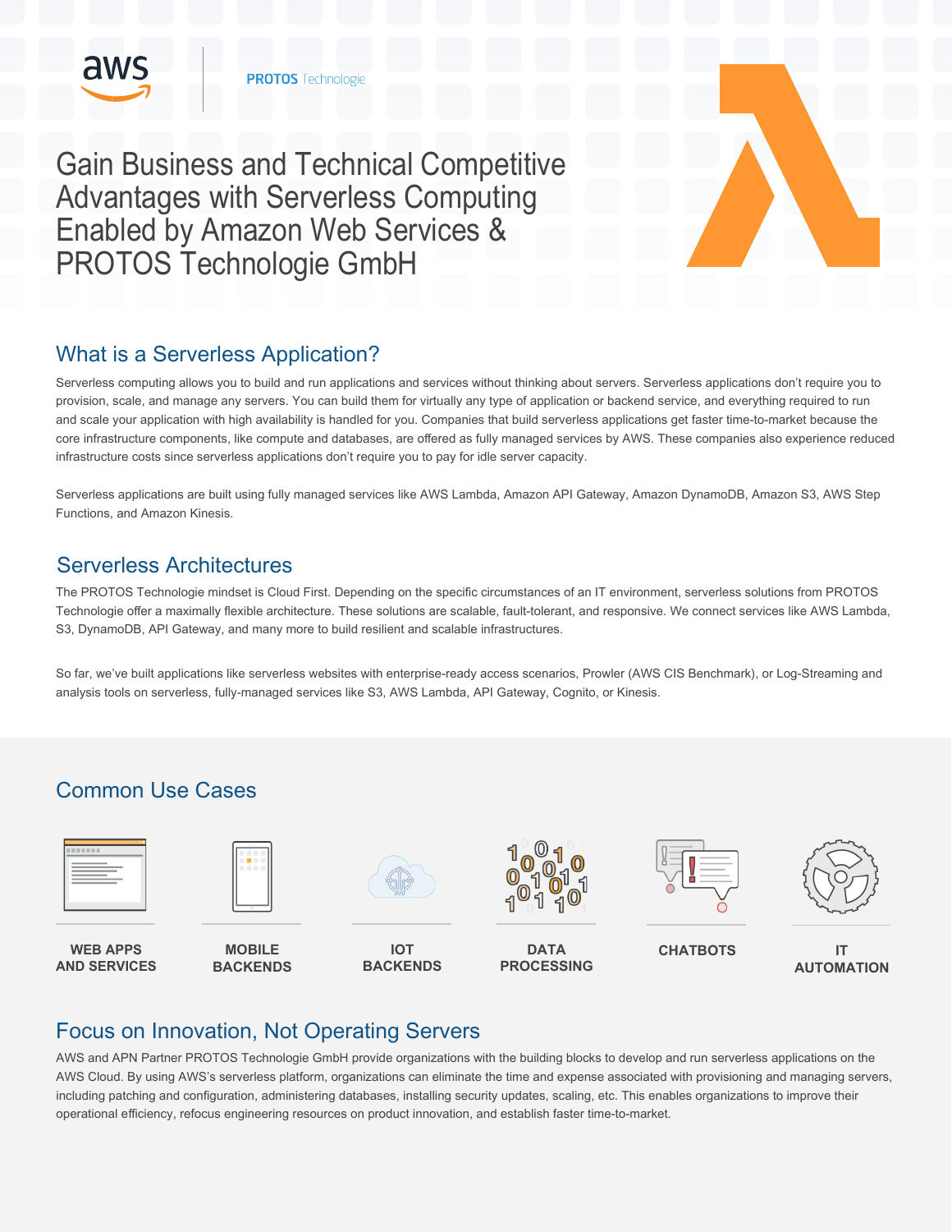# Gain Business and Technical Competitive Advantages with Serverless Computing Enabled by Amazon Web Services & PROTOS Technologie GmbH

## What is a Serverless Application?

Serverless computing allows you to build and run applications and services without thinking about servers. Serverless applications don't require you to provision, scale, and manage any servers. You can build them for virtually any type of application or backend service, and everything required to run and scale your application with high availability is handled for you. Companies that build serverless applications get faster time-to-market because the core infrastructure components, like compute and databases, are offered as fully managed services by AWS. These companies also experience reduced infrastructure costs since serverless applications don't require you to pay for idle server capacity.

Serverless applications are built using fully managed services like AWS Lambda, Amazon API Gateway, Amazon DynamoDB, Amazon S3, AWS Step Functions, and Amazon Kinesis.

## Serverless Architectures

The PROTOS Technologie mindset is Cloud First. Depending on the specific circumstances of an IT environment, serverless solutions from PROTOS Technologie offer a maximally flexible architecture. These solutions are scalable, fault-tolerant, and responsive. We connect services like AWS Lambda, S3, DynamoDB, API Gateway, and many more to build resilient and scalable infrastructures.

So far, we've built applications like serverless websites with enterprise-ready access scenarios, Prowler (AWS CIS Benchmark), or Log-Streaming and analysis tools on serverless, fully-managed services like S3, AWS Lambda, API Gateway, Cognito, or Kinesis.

## Common Use Cases

- **WEB APPS AND SERVICES**
- **MOBILE BACKENDS**
- **IOT BACKENDS**
- **DATA PROCESSING**
- **CHATBOTS**
- **IT AUTOMATION**

## Focus on Innovation, Not Operating Servers

AWS and APN Partner PROTOS Technologie GmbH provide organizations with the building blocks to develop and run serverless applications on the AWS Cloud. By using AWS's serverless platform, organizations can eliminate the time and expense associated with provisioning and managing servers, including patching and configuration, administering databases, installing security updates, scaling, etc. This enables organizations to improve their operational efficiency, refocus engineering resources on product innovation, and establish faster time-to-market.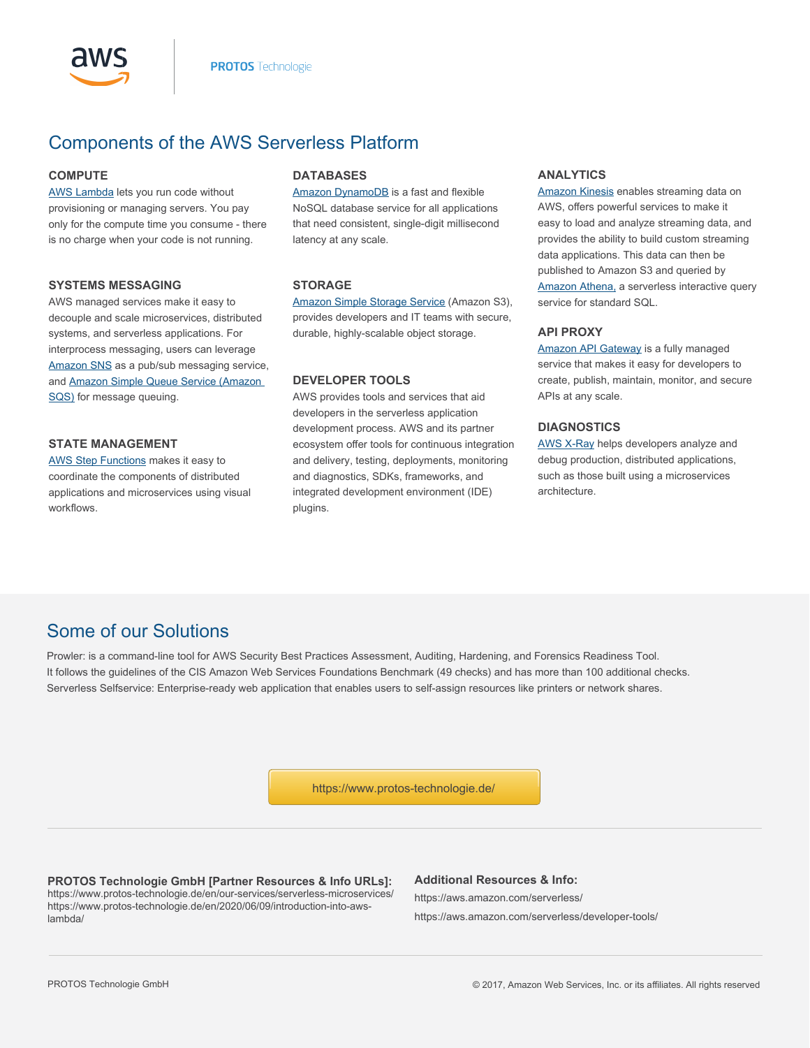PROTOS Technologie

# Components of the AWS Serverless Platform

### COMPUTE

AWS Lambda lets you run code without provisioning or managing servers. You pay only for the compute time you consume - there is no charge when your code is not running.

### SYSTEMS MESSAGING

AWS managed services make it easy to decouple and scale microservices, distributed systems, and serverless applications. For interprocess messaging, users can leverage Amazon SNS as a pub/sub messaging service, and Amazon Simple Queue Service (Amazon SQS) for message queuing.

### STATE MANAGEMENT

AWS Step Functions makes it easy to coordinate the components of distributed applications and microservices using visual workflows.

### DATABASES

Amazon DynamoDB is a fast and flexible NoSQL database service for all applications that need consistent, single-digit millisecond latency at any scale.

### STORAGE

Amazon Simple Storage Service (Amazon S3), provides developers and IT teams with secure, durable, highly-scalable object storage.

### DEVELOPER TOOLS

AWS provides tools and services that aid developers in the serverless application development process. AWS and its partner ecosystem offer tools for continuous integration and delivery, testing, deployments, monitoring and diagnostics, SDKs, frameworks, and integrated development environment (IDE) plugins.

### ANALYTICS

Amazon Kinesis enables streaming data on AWS, offers powerful services to make it easy to load and analyze streaming data, and provides the ability to build custom streaming data applications. This data can then be published to Amazon S3 and queried by Amazon Athena, a serverless interactive query service for standard SQL.

### API PROXY

Amazon API Gateway is a fully managed service that makes it easy for developers to create, publish, maintain, monitor, and secure APIs at any scale.

### DIAGNOSTICS

AWS X-Ray helps developers analyze and debug production, distributed applications, such as those built using a microservices architecture.

# Some of our Solutions

Prowler: is a command-line tool for AWS Security Best Practices Assessment, Auditing, Hardening, and Forensics Readiness Tool.
It follows the guidelines of the CIS Amazon Web Services Foundations Benchmark (49 checks) and has more than 100 additional checks.
Serverless Selfservice: Enterprise-ready web application that enables users to self-assign resources like printers or network shares.

https://www.protos-technologie.de/

**PROTOS Technologie GmbH [Partner Resources & Info URLs]:**
https://www.protos-technologie.de/en/our-services/serverless-microservices/
https://www.protos-technologie.de/en/2020/06/09/introduction-into-aws-lambda/

**Additional Resources & Info:**
https://aws.amazon.com/serverless/
https://aws.amazon.com/serverless/developer-tools/

PROTOS Technologie GmbH

© 2017, Amazon Web Services, Inc. or its affiliates. All rights reserved